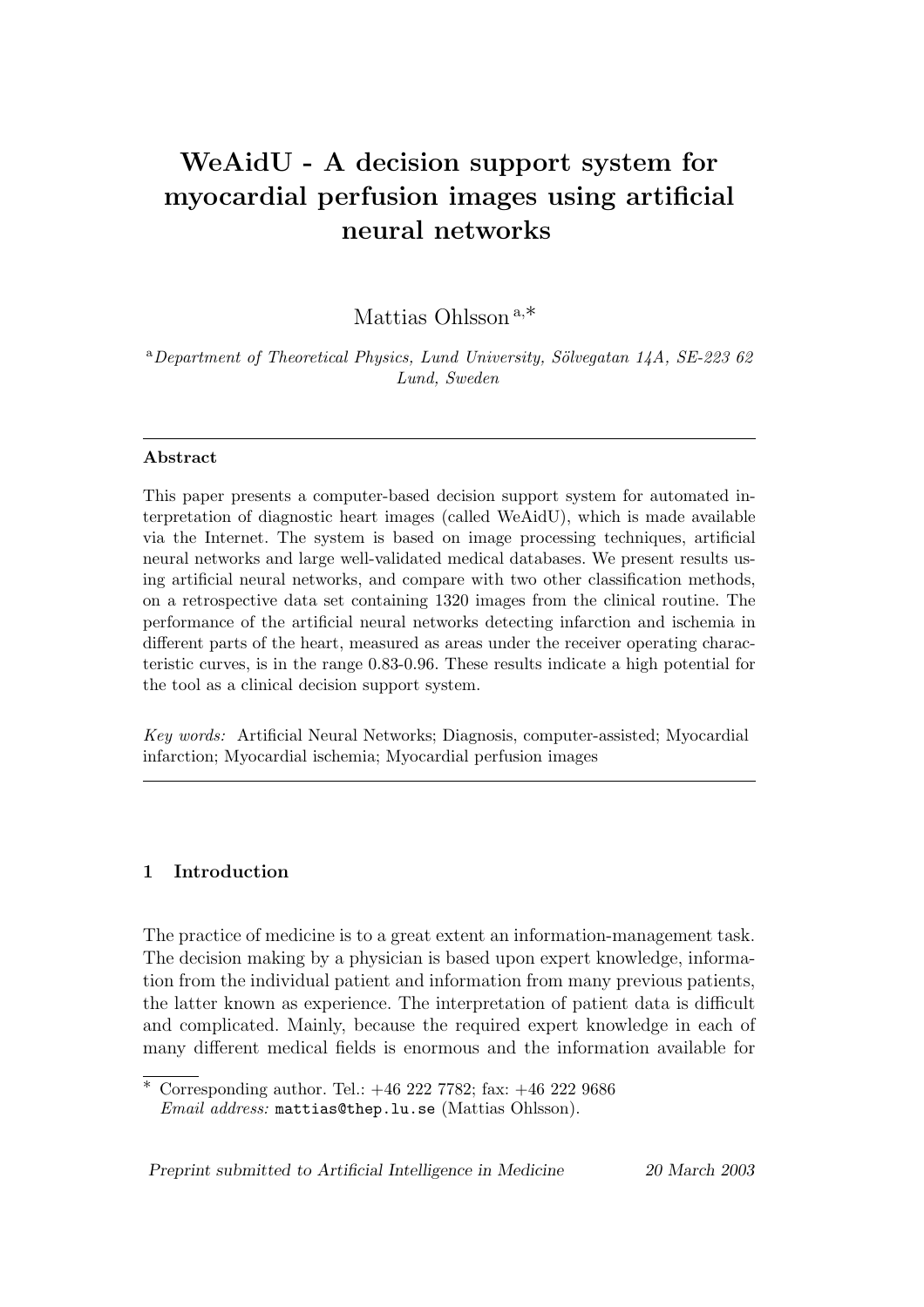# WeAidU - A decision support system for myocardial perfusion images using artificial neural networks

Mattias Ohlsson [a,*]

[a] *Department of Theoretical Physics, Lund University, Sölvegatan 14A, SE-223 62 Lund, Sweden*

---

**Abstract**

This paper presents a computer-based decision support system for automated interpretation of diagnostic heart images (called WeAidU), which is made available via the Internet. The system is based on image processing techniques, artificial neural networks and large well-validated medical databases. We present results using artificial neural networks, and compare with two other classification methods, on a retrospective data set containing 1320 images from the clinical routine. The performance of the artificial neural networks detecting infarction and ischemia in different parts of the heart, measured as areas under the receiver operating characteristic curves, is in the range 0.83-0.96. These results indicate a high potential for the tool as a clinical decision support system.

*Key words:* Artificial Neural Networks; Diagnosis, computer-assisted; Myocardial infarction; Myocardial ischemia; Myocardial perfusion images

---

## 1 Introduction

The practice of medicine is to a great extent an information-management task. The decision making by a physician is based upon expert knowledge, information from the individual patient and information from many previous patients, the latter known as experience. The interpretation of patient data is difficult and complicated. Mainly, because the required expert knowledge in each of many different medical fields is enormous and the information available for

---

\* Corresponding author. Tel.: +46 222 7782; fax: +46 222 9686
*Email address:* `mattias@thep.lu.se` (Mattias Ohlsson).

*Preprint submitted to Artificial Intelligence in Medicine* 20 March 2003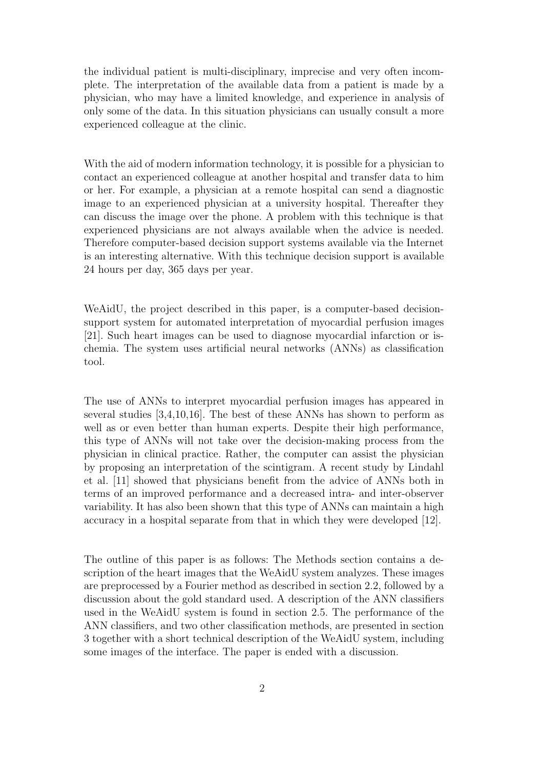the individual patient is multi-disciplinary, imprecise and very often incomplete. The interpretation of the available data from a patient is made by a physician, who may have a limited knowledge, and experience in analysis of only some of the data. In this situation physicians can usually consult a more experienced colleague at the clinic.

With the aid of modern information technology, it is possible for a physician to contact an experienced colleague at another hospital and transfer data to him or her. For example, a physician at a remote hospital can send a diagnostic image to an experienced physician at a university hospital. Thereafter they can discuss the image over the phone. A problem with this technique is that experienced physicians are not always available when the advice is needed. Therefore computer-based decision support systems available via the Internet is an interesting alternative. With this technique decision support is available 24 hours per day, 365 days per year.

WeAidU, the project described in this paper, is a computer-based decision-support system for automated interpretation of myocardial perfusion images [21]. Such heart images can be used to diagnose myocardial infarction or ischemia. The system uses artificial neural networks (ANNs) as classification tool.

The use of ANNs to interpret myocardial perfusion images has appeared in several studies [3,4,10,16]. The best of these ANNs has shown to perform as well as or even better than human experts. Despite their high performance, this type of ANNs will not take over the decision-making process from the physician in clinical practice. Rather, the computer can assist the physician by proposing an interpretation of the scintigram. A recent study by Lindahl et al. [11] showed that physicians benefit from the advice of ANNs both in terms of an improved performance and a decreased intra- and inter-observer variability. It has also been shown that this type of ANNs can maintain a high accuracy in a hospital separate from that in which they were developed [12].

The outline of this paper is as follows: The Methods section contains a description of the heart images that the WeAidU system analyzes. These images are preprocessed by a Fourier method as described in section 2.2, followed by a discussion about the gold standard used. A description of the ANN classifiers used in the WeAidU system is found in section 2.5. The performance of the ANN classifiers, and two other classification methods, are presented in section 3 together with a short technical description of the WeAidU system, including some images of the interface. The paper is ended with a discussion.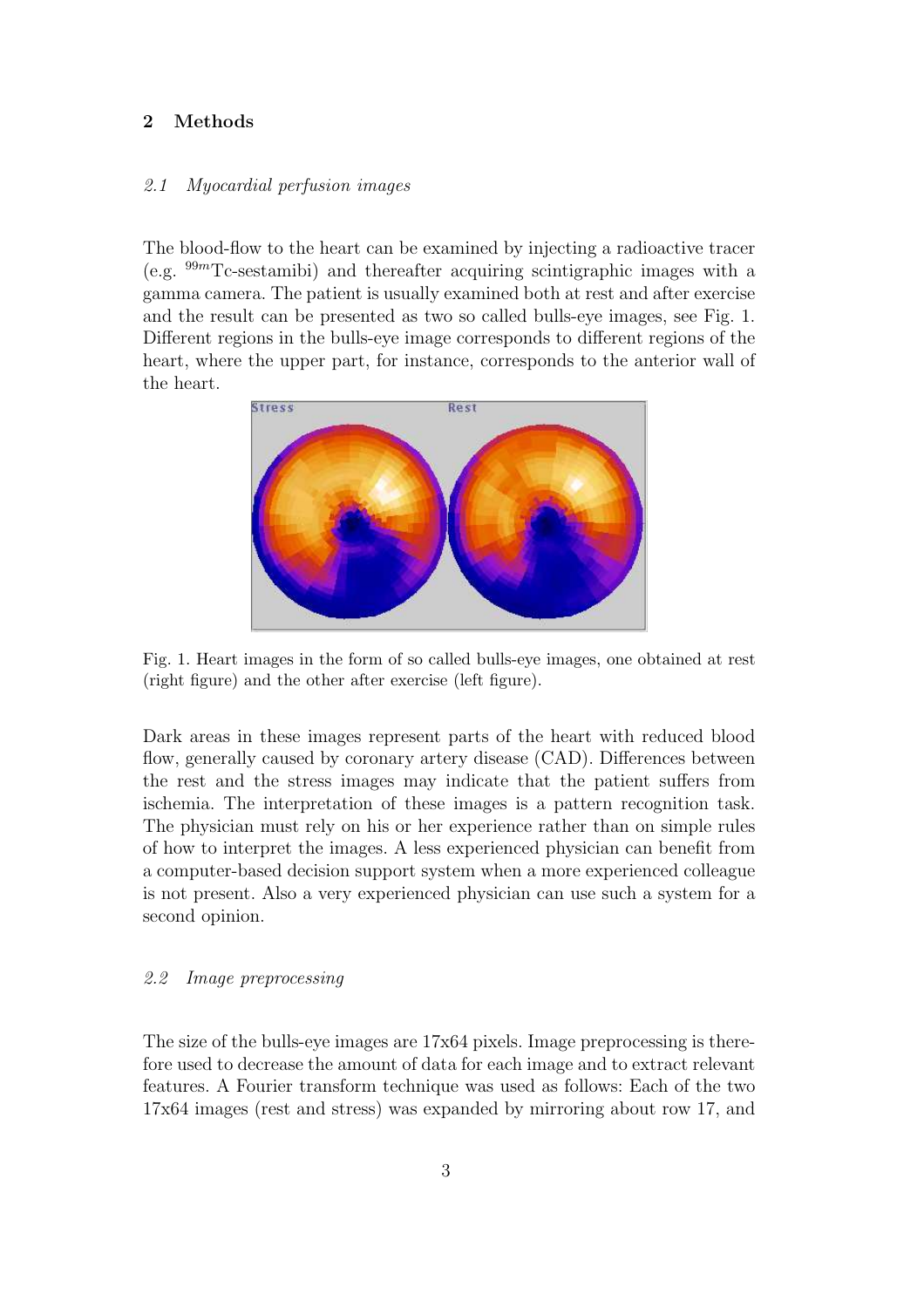## 2 Methods

### *2.1 Myocardial perfusion images*

The blood-flow to the heart can be examined by injecting a radioactive tracer (e.g. $^{99m}$Tc-sestamibi) and thereafter acquiring scintigraphic images with a gamma camera. The patient is usually examined both at rest and after exercise and the result can be presented as two so called bulls-eye images, see Fig. 1. Different regions in the bulls-eye image corresponds to different regions of the heart, where the upper part, for instance, corresponds to the anterior wall of the heart.

Fig. 1. Heart images in the form of so called bulls-eye images, one obtained at rest (right figure) and the other after exercise (left figure).

Dark areas in these images represent parts of the heart with reduced blood flow, generally caused by coronary artery disease (CAD). Differences between the rest and the stress images may indicate that the patient suffers from ischemia. The interpretation of these images is a pattern recognition task. The physician must rely on his or her experience rather than on simple rules of how to interpret the images. A less experienced physician can benefit from a computer-based decision support system when a more experienced colleague is not present. Also a very experienced physician can use such a system for a second opinion.

### *2.2 Image preprocessing*

The size of the bulls-eye images are 17x64 pixels. Image preprocessing is therefore used to decrease the amount of data for each image and to extract relevant features. A Fourier transform technique was used as follows: Each of the two 17x64 images (rest and stress) was expanded by mirroring about row 17, and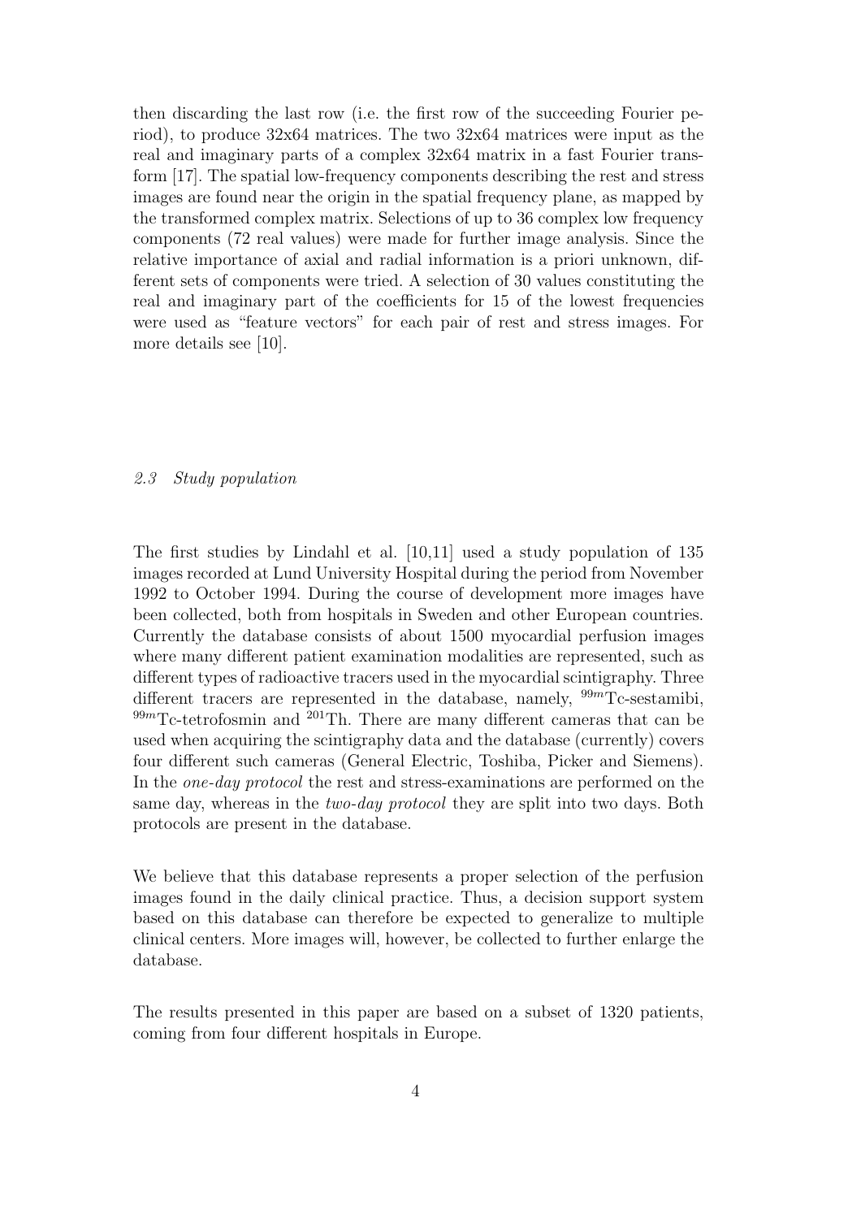then discarding the last row (i.e. the first row of the succeeding Fourier period), to produce 32x64 matrices. The two 32x64 matrices were input as the real and imaginary parts of a complex 32x64 matrix in a fast Fourier transform [17]. The spatial low-frequency components describing the rest and stress images are found near the origin in the spatial frequency plane, as mapped by the transformed complex matrix. Selections of up to 36 complex low frequency components (72 real values) were made for further image analysis. Since the relative importance of axial and radial information is a priori unknown, different sets of components were tried. A selection of 30 values constituting the real and imaginary part of the coefficients for 15 of the lowest frequencies were used as "feature vectors" for each pair of rest and stress images. For more details see [10].

### *2.3 Study population*

The first studies by Lindahl et al. [10,11] used a study population of 135 images recorded at Lund University Hospital during the period from November 1992 to October 1994. During the course of development more images have been collected, both from hospitals in Sweden and other European countries. Currently the database consists of about 1500 myocardial perfusion images where many different patient examination modalities are represented, such as different types of radioactive tracers used in the myocardial scintigraphy. Three different tracers are represented in the database, namely, $^{99m}$Tc-sestamibi, $^{99m}$Tc-tetrofosmin and $^{201}$Th. There are many different cameras that can be used when acquiring the scintigraphy data and the database (currently) covers four different such cameras (General Electric, Toshiba, Picker and Siemens). In the *one-day protocol* the rest and stress-examinations are performed on the same day, whereas in the *two-day protocol* they are split into two days. Both protocols are present in the database.

We believe that this database represents a proper selection of the perfusion images found in the daily clinical practice. Thus, a decision support system based on this database can therefore be expected to generalize to multiple clinical centers. More images will, however, be collected to further enlarge the database.

The results presented in this paper are based on a subset of 1320 patients, coming from four different hospitals in Europe.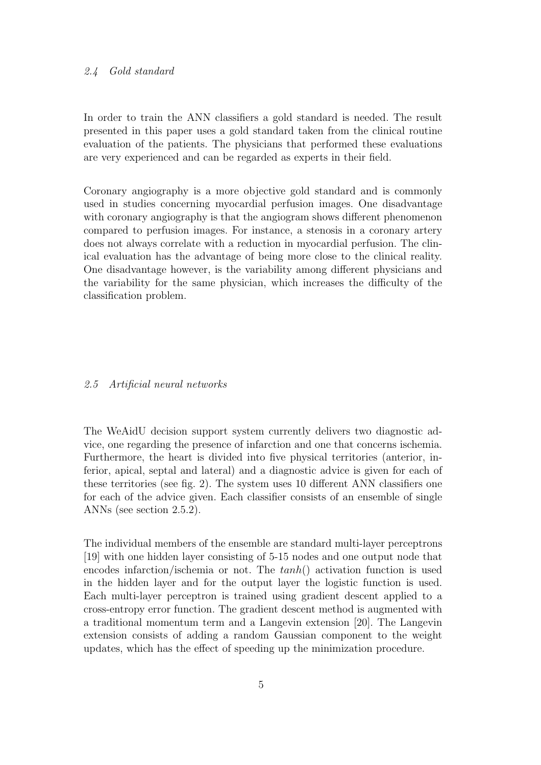### 2.4 Gold standard

In order to train the ANN classifiers a gold standard is needed. The result presented in this paper uses a gold standard taken from the clinical routine evaluation of the patients. The physicians that performed these evaluations are very experienced and can be regarded as experts in their field.

Coronary angiography is a more objective gold standard and is commonly used in studies concerning myocardial perfusion images. One disadvantage with coronary angiography is that the angiogram shows different phenomenon compared to perfusion images. For instance, a stenosis in a coronary artery does not always correlate with a reduction in myocardial perfusion. The clinical evaluation has the advantage of being more close to the clinical reality. One disadvantage however, is the variability among different physicians and the variability for the same physician, which increases the difficulty of the classification problem.

### 2.5 Artificial neural networks

The WeAidU decision support system currently delivers two diagnostic advice, one regarding the presence of infarction and one that concerns ischemia. Furthermore, the heart is divided into five physical territories (anterior, inferior, apical, septal and lateral) and a diagnostic advice is given for each of these territories (see fig. 2). The system uses 10 different ANN classifiers one for each of the advice given. Each classifier consists of an ensemble of single ANNs (see section 2.5.2).

The individual members of the ensemble are standard multi-layer perceptrons [19] with one hidden layer consisting of 5-15 nodes and one output node that encodes infarction/ischemia or not. The $tanh()$ activation function is used in the hidden layer and for the output layer the logistic function is used. Each multi-layer perceptron is trained using gradient descent applied to a cross-entropy error function. The gradient descent method is augmented with a traditional momentum term and a Langevin extension [20]. The Langevin extension consists of adding a random Gaussian component to the weight updates, which has the effect of speeding up the minimization procedure.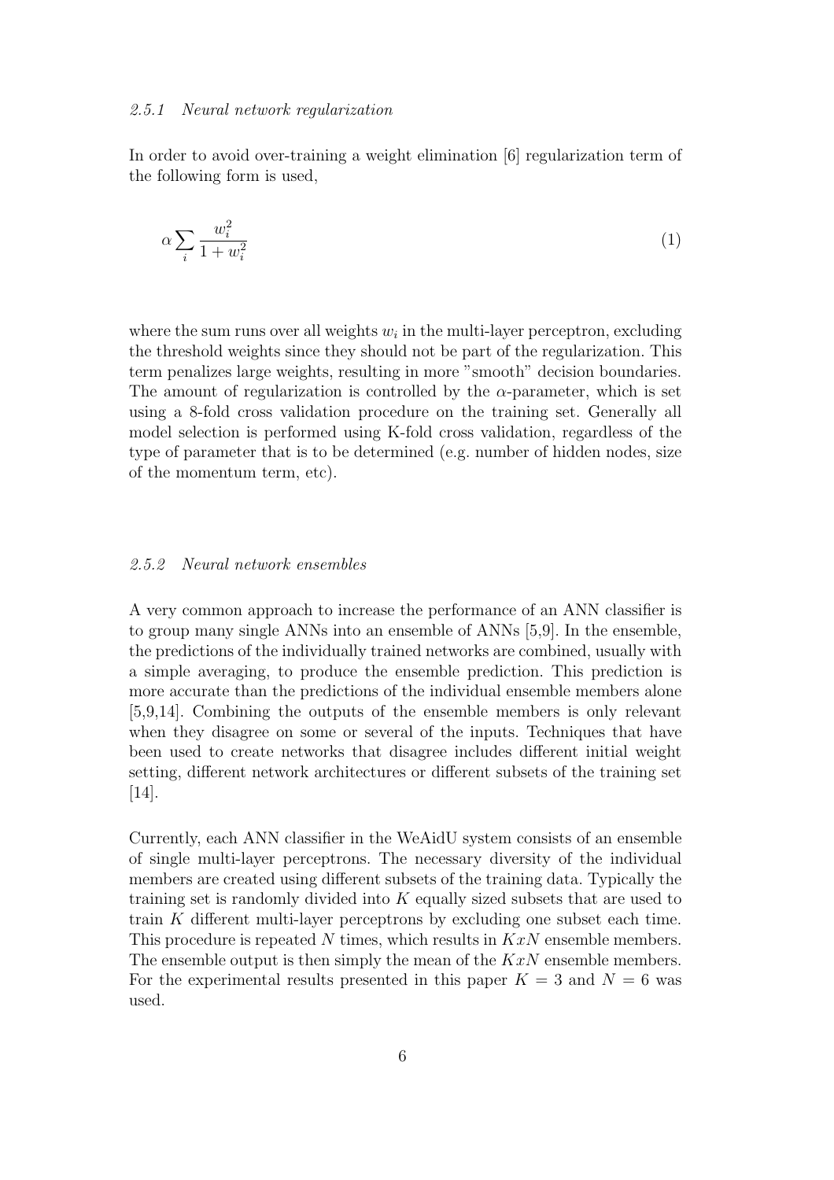#### 2.5.1 Neural network regularization

In order to avoid over-training a weight elimination [6] regularization term of the following form is used,

$$\alpha \sum_i \frac{w_i^2}{1 + w_i^2} \tag{1}$$

where the sum runs over all weights $w_i$ in the multi-layer perceptron, excluding the threshold weights since they should not be part of the regularization. This term penalizes large weights, resulting in more "smooth" decision boundaries. The amount of regularization is controlled by the $\alpha$-parameter, which is set using a 8-fold cross validation procedure on the training set. Generally all model selection is performed using K-fold cross validation, regardless of the type of parameter that is to be determined (e.g. number of hidden nodes, size of the momentum term, etc).

#### 2.5.2 Neural network ensembles

A very common approach to increase the performance of an ANN classifier is to group many single ANNs into an ensemble of ANNs [5,9]. In the ensemble, the predictions of the individually trained networks are combined, usually with a simple averaging, to produce the ensemble prediction. This prediction is more accurate than the predictions of the individual ensemble members alone [5,9,14]. Combining the outputs of the ensemble members is only relevant when they disagree on some or several of the inputs. Techniques that have been used to create networks that disagree includes different initial weight setting, different network architectures or different subsets of the training set [14].

Currently, each ANN classifier in the WeAidU system consists of an ensemble of single multi-layer perceptrons. The necessary diversity of the individual members are created using different subsets of the training data. Typically the training set is randomly divided into $K$ equally sized subsets that are used to train $K$ different multi-layer perceptrons by excluding one subset each time. This procedure is repeated $N$ times, which results in $KxN$ ensemble members. The ensemble output is then simply the mean of the $KxN$ ensemble members. For the experimental results presented in this paper $K = 3$ and $N = 6$ was used.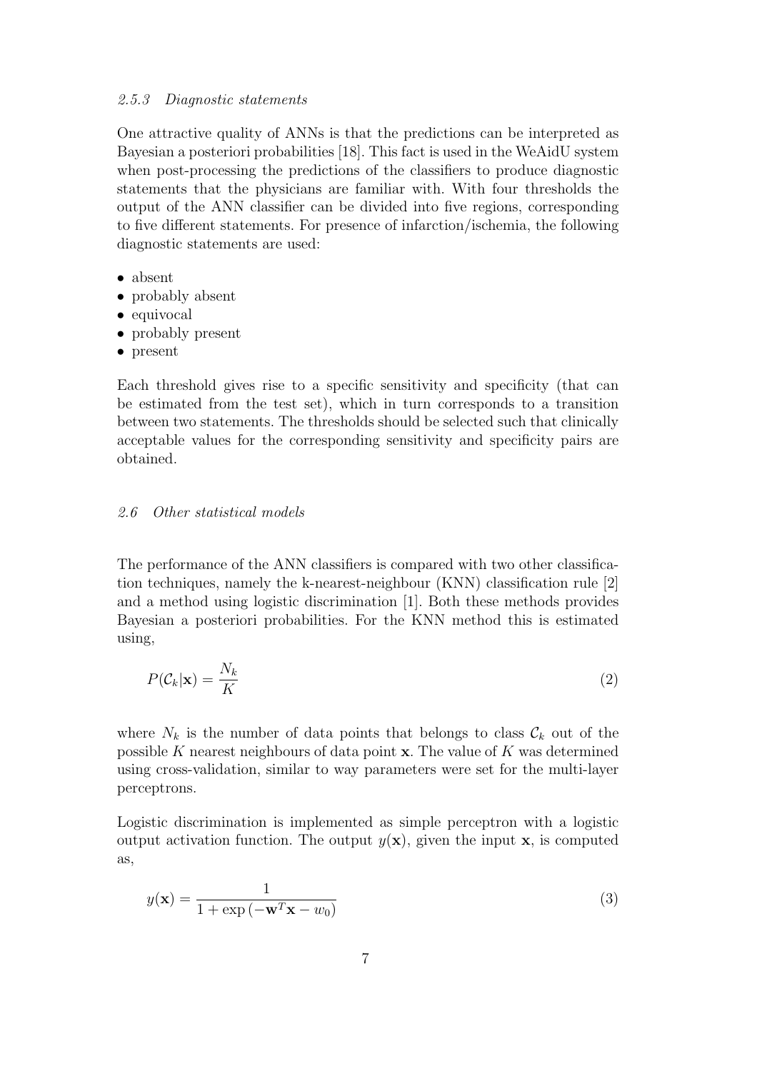#### 2.5.3 *Diagnostic statements*

One attractive quality of ANNs is that the predictions can be interpreted as Bayesian a posteriori probabilities [18]. This fact is used in the WeAidU system when post-processing the predictions of the classifiers to produce diagnostic statements that the physicians are familiar with. With four thresholds the output of the ANN classifier can be divided into five regions, corresponding to five different statements. For presence of infarction/ischemia, the following diagnostic statements are used:

- absent
- probably absent
- equivocal
- probably present
- present

Each threshold gives rise to a specific sensitivity and specificity (that can be estimated from the test set), which in turn corresponds to a transition between two statements. The thresholds should be selected such that clinically acceptable values for the corresponding sensitivity and specificity pairs are obtained.

### 2.6 *Other statistical models*

The performance of the ANN classifiers is compared with two other classification techniques, namely the k-nearest-neighbour (KNN) classification rule [2] and a method using logistic discrimination [1]. Both these methods provides Bayesian a posteriori probabilities. For the KNN method this is estimated using,

$$P(\mathcal{C}_k|\mathbf{x}) = \frac{N_k}{K} \tag{2}$$

where $N_k$ is the number of data points that belongs to class $\mathcal{C}_k$ out of the possible $K$ nearest neighbours of data point $\mathbf{x}$. The value of $K$ was determined using cross-validation, similar to way parameters were set for the multi-layer perceptrons.

Logistic discrimination is implemented as simple perceptron with a logistic output activation function. The output $y(\mathbf{x})$, given the input $\mathbf{x}$, is computed as,

$$y(\mathbf{x}) = \frac{1}{1 + \exp\left(-\mathbf{w}^T\mathbf{x} - w_0\right)} \tag{3}$$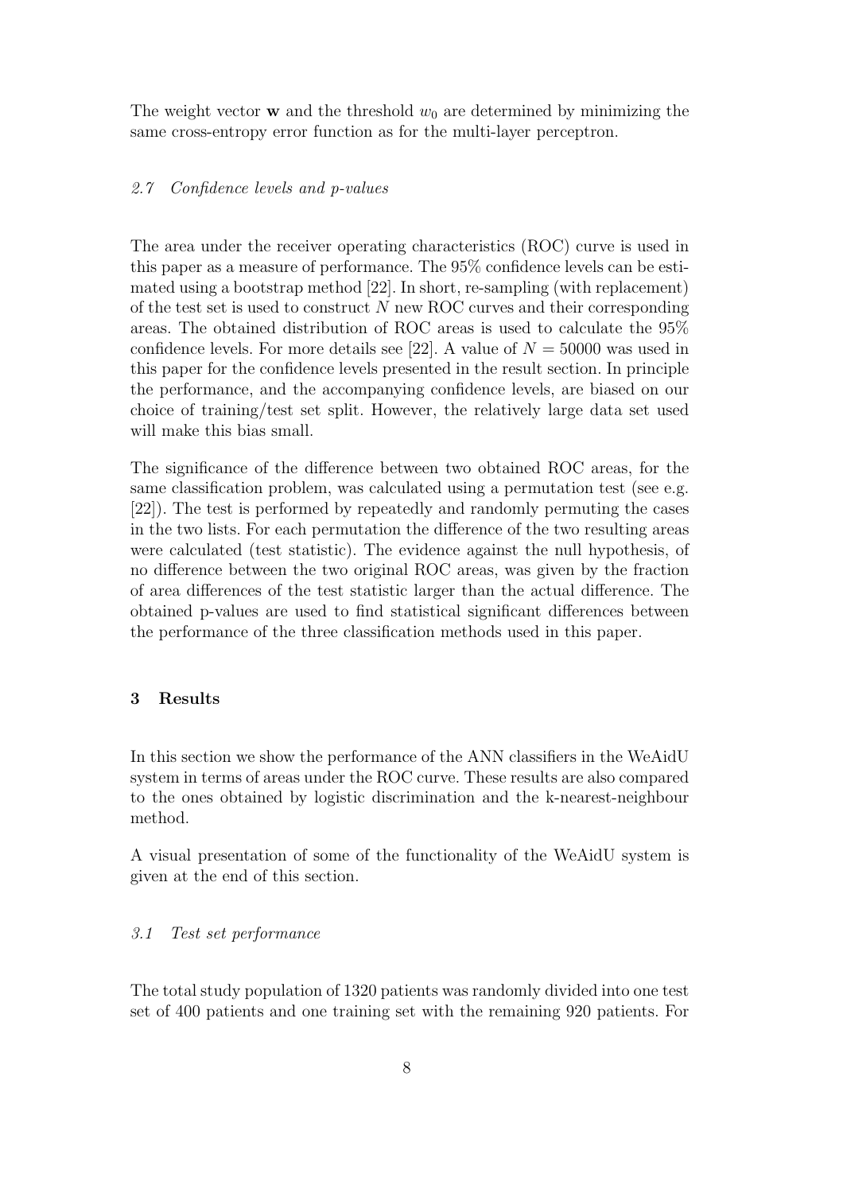The weight vector $\mathbf{w}$ and the threshold $w_0$ are determined by minimizing the same cross-entropy error function as for the multi-layer perceptron.

### *2.7 Confidence levels and p-values*

The area under the receiver operating characteristics (ROC) curve is used in this paper as a measure of performance. The 95% confidence levels can be estimated using a bootstrap method [22]. In short, re-sampling (with replacement) of the test set is used to construct $N$ new ROC curves and their corresponding areas. The obtained distribution of ROC areas is used to calculate the 95% confidence levels. For more details see [22]. A value of $N = 50000$ was used in this paper for the confidence levels presented in the result section. In principle the performance, and the accompanying confidence levels, are biased on our choice of training/test set split. However, the relatively large data set used will make this bias small.

The significance of the difference between two obtained ROC areas, for the same classification problem, was calculated using a permutation test (see e.g. [22]). The test is performed by repeatedly and randomly permuting the cases in the two lists. For each permutation the difference of the two resulting areas were calculated (test statistic). The evidence against the null hypothesis, of no difference between the two original ROC areas, was given by the fraction of area differences of the test statistic larger than the actual difference. The obtained p-values are used to find statistical significant differences between the performance of the three classification methods used in this paper.

## 3 Results

In this section we show the performance of the ANN classifiers in the WeAidU system in terms of areas under the ROC curve. These results are also compared to the ones obtained by logistic discrimination and the k-nearest-neighbour method.

A visual presentation of some of the functionality of the WeAidU system is given at the end of this section.

### *3.1 Test set performance*

The total study population of 1320 patients was randomly divided into one test set of 400 patients and one training set with the remaining 920 patients. For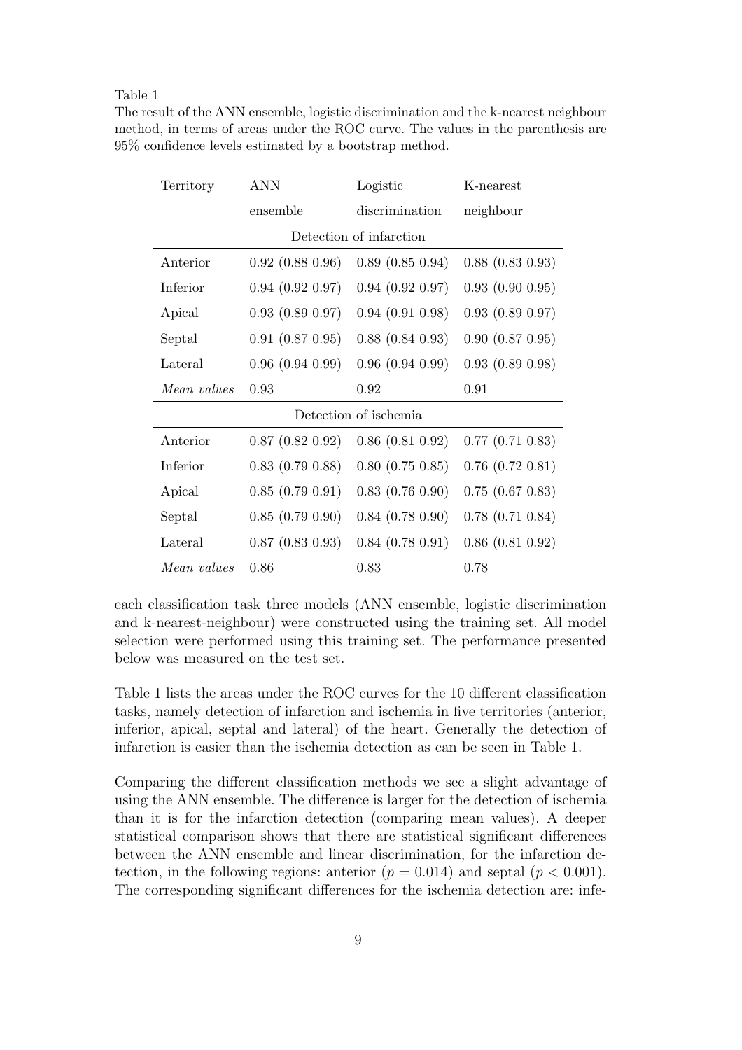Table 1
The result of the ANN ensemble, logistic discrimination and the k-nearest neighbour method, in terms of areas under the ROC curve. The values in the parenthesis are 95% confidence levels estimated by a bootstrap method.

| Territory | ANN ensemble | Logistic discrimination | K-nearest neighbour |
|---|---|---|---|
| | Detection of infarction | | |
| Anterior | 0.92 (0.88 0.96) | 0.89 (0.85 0.94) | 0.88 (0.83 0.93) |
| Inferior | 0.94 (0.92 0.97) | 0.94 (0.92 0.97) | 0.93 (0.90 0.95) |
| Apical | 0.93 (0.89 0.97) | 0.94 (0.91 0.98) | 0.93 (0.89 0.97) |
| Septal | 0.91 (0.87 0.95) | 0.88 (0.84 0.93) | 0.90 (0.87 0.95) |
| Lateral | 0.96 (0.94 0.99) | 0.96 (0.94 0.99) | 0.93 (0.89 0.98) |
| *Mean values* | 0.93 | 0.92 | 0.91 |
| | Detection of ischemia | | |
| Anterior | 0.87 (0.82 0.92) | 0.86 (0.81 0.92) | 0.77 (0.71 0.83) |
| Inferior | 0.83 (0.79 0.88) | 0.80 (0.75 0.85) | 0.76 (0.72 0.81) |
| Apical | 0.85 (0.79 0.91) | 0.83 (0.76 0.90) | 0.75 (0.67 0.83) |
| Septal | 0.85 (0.79 0.90) | 0.84 (0.78 0.90) | 0.78 (0.71 0.84) |
| Lateral | 0.87 (0.83 0.93) | 0.84 (0.78 0.91) | 0.86 (0.81 0.92) |
| *Mean values* | 0.86 | 0.83 | 0.78 |

each classification task three models (ANN ensemble, logistic discrimination and k-nearest-neighbour) were constructed using the training set. All model selection were performed using this training set. The performance presented below was measured on the test set.

Table 1 lists the areas under the ROC curves for the 10 different classification tasks, namely detection of infarction and ischemia in five territories (anterior, inferior, apical, septal and lateral) of the heart. Generally the detection of infarction is easier than the ischemia detection as can be seen in Table 1.

Comparing the different classification methods we see a slight advantage of using the ANN ensemble. The difference is larger for the detection of ischemia than it is for the infarction detection (comparing mean values). A deeper statistical comparison shows that there are statistical significant differences between the ANN ensemble and linear discrimination, for the infarction detection, in the following regions: anterior ($p = 0.014$) and septal ($p < 0.001$). The corresponding significant differences for the ischemia detection are: infe-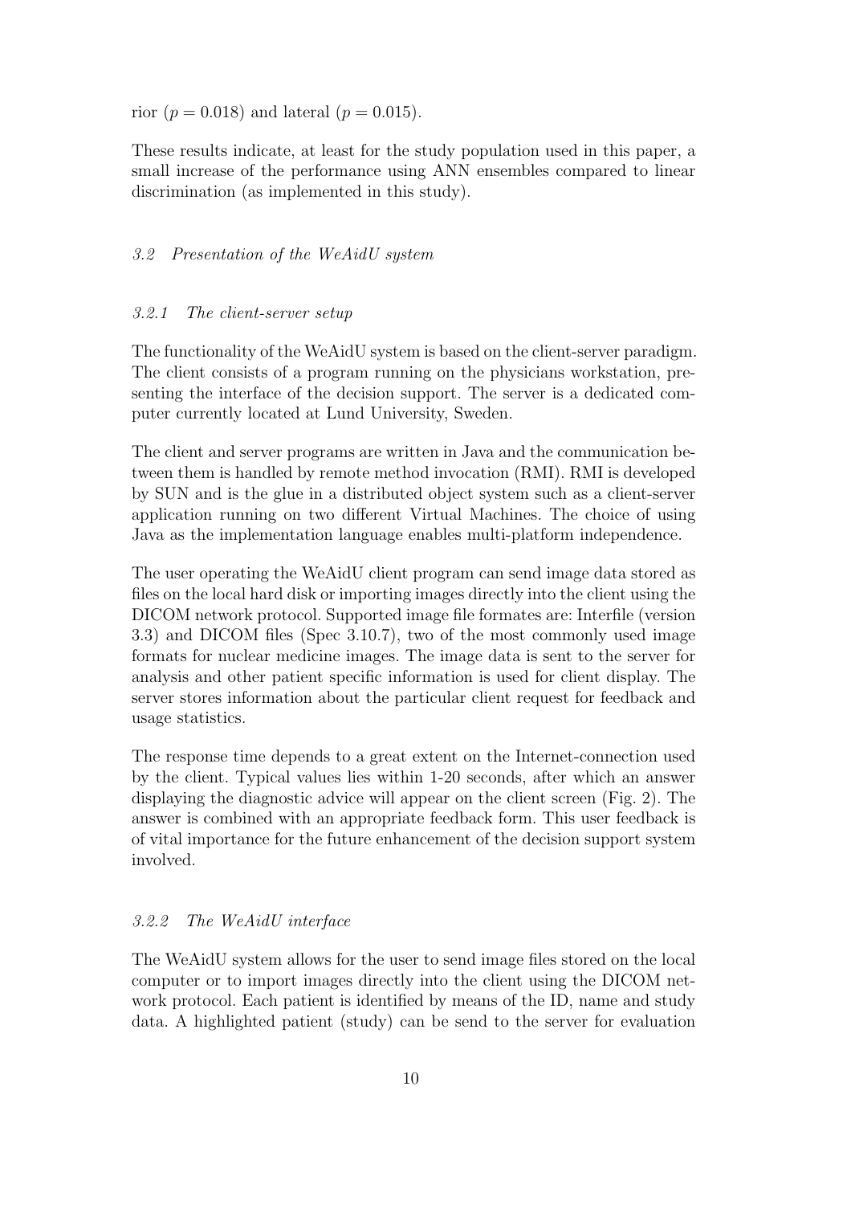rior ($p = 0.018$) and lateral ($p = 0.015$).

These results indicate, at least for the study population used in this paper, a small increase of the performance using ANN ensembles compared to linear discrimination (as implemented in this study).

### *3.2 Presentation of the WeAidU system*

#### *3.2.1 The client-server setup*

The functionality of the WeAidU system is based on the client-server paradigm. The client consists of a program running on the physicians workstation, presenting the interface of the decision support. The server is a dedicated computer currently located at Lund University, Sweden.

The client and server programs are written in Java and the communication between them is handled by remote method invocation (RMI). RMI is developed by SUN and is the glue in a distributed object system such as a client-server application running on two different Virtual Machines. The choice of using Java as the implementation language enables multi-platform independence.

The user operating the WeAidU client program can send image data stored as files on the local hard disk or importing images directly into the client using the DICOM network protocol. Supported image file formates are: Interfile (version 3.3) and DICOM files (Spec 3.10.7), two of the most commonly used image formats for nuclear medicine images. The image data is sent to the server for analysis and other patient specific information is used for client display. The server stores information about the particular client request for feedback and usage statistics.

The response time depends to a great extent on the Internet-connection used by the client. Typical values lies within 1-20 seconds, after which an answer displaying the diagnostic advice will appear on the client screen (Fig. 2). The answer is combined with an appropriate feedback form. This user feedback is of vital importance for the future enhancement of the decision support system involved.

#### *3.2.2 The WeAidU interface*

The WeAidU system allows for the user to send image files stored on the local computer or to import images directly into the client using the DICOM network protocol. Each patient is identified by means of the ID, name and study data. A highlighted patient (study) can be send to the server for evaluation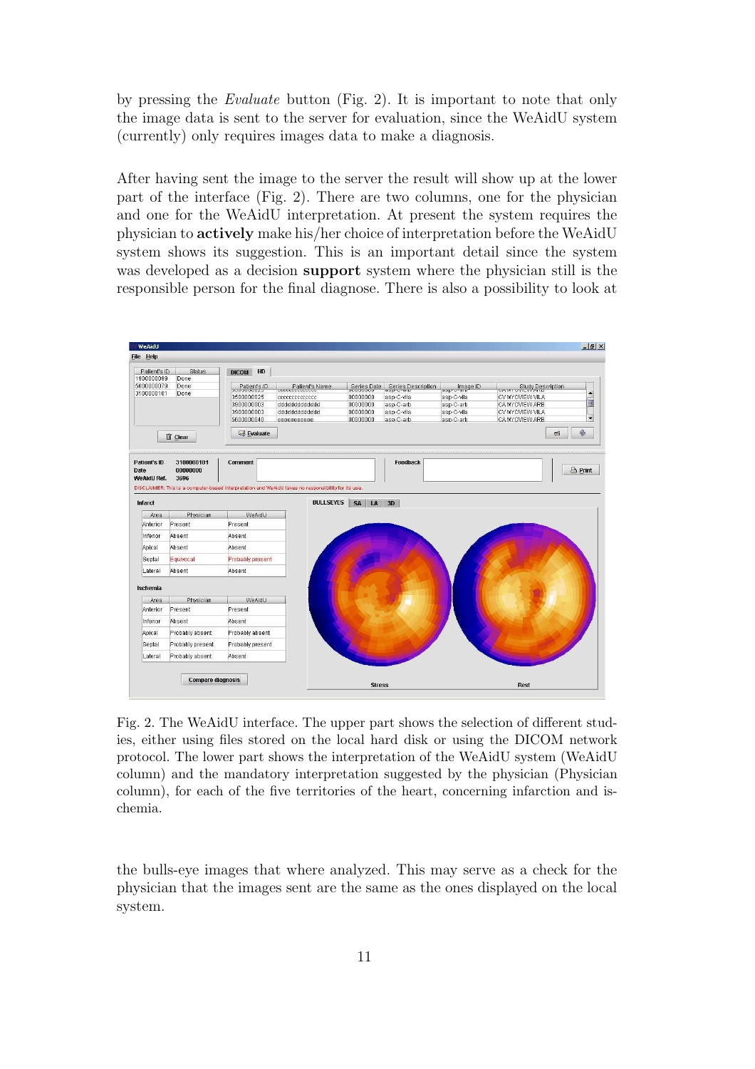by pressing the *Evaluate* button (Fig. 2). It is important to note that only the image data is sent to the server for evaluation, since the WeAidU system (currently) only requires images data to make a diagnosis.

After having sent the image to the server the result will show up at the lower part of the interface (Fig. 2). There are two columns, one for the physician and one for the WeAidU interpretation. At present the system requires the physician to **actively** make his/her choice of interpretation before the WeAidU system shows its suggestion. This is an important detail since the system was developed as a decision **support** system where the physician still is the responsible person for the final diagnose. There is also a possibility to look at

Fig. 2. The WeAidU interface. The upper part shows the selection of different studies, either using files stored on the local hard disk or using the DICOM network protocol. The lower part shows the interpretation of the WeAidU system (WeAidU column) and the mandatory interpretation suggested by the physician (Physician column), for each of the five territories of the heart, concerning infarction and ischemia.

the bulls-eye images that where analyzed. This may serve as a check for the physician that the images sent are the same as the ones displayed on the local system.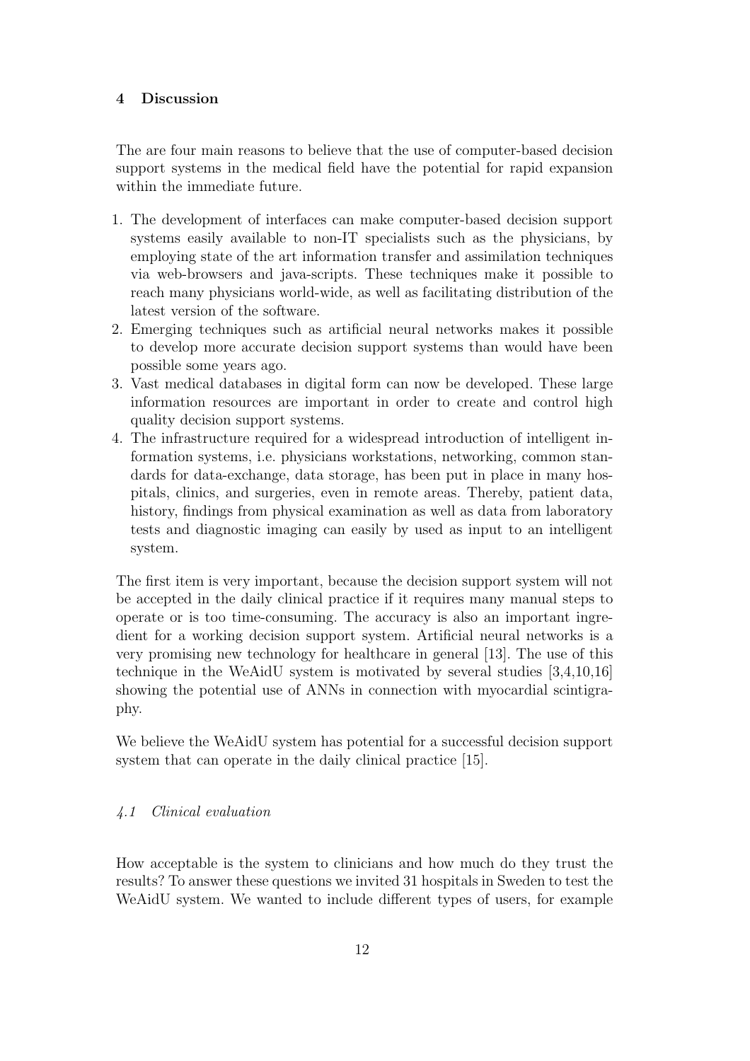## 4 Discussion

The are four main reasons to believe that the use of computer-based decision support systems in the medical field have the potential for rapid expansion within the immediate future.

1. The development of interfaces can make computer-based decision support systems easily available to non-IT specialists such as the physicians, by employing state of the art information transfer and assimilation techniques via web-browsers and java-scripts. These techniques make it possible to reach many physicians world-wide, as well as facilitating distribution of the latest version of the software.
2. Emerging techniques such as artificial neural networks makes it possible to develop more accurate decision support systems than would have been possible some years ago.
3. Vast medical databases in digital form can now be developed. These large information resources are important in order to create and control high quality decision support systems.
4. The infrastructure required for a widespread introduction of intelligent information systems, i.e. physicians workstations, networking, common standards for data-exchange, data storage, has been put in place in many hospitals, clinics, and surgeries, even in remote areas. Thereby, patient data, history, findings from physical examination as well as data from laboratory tests and diagnostic imaging can easily by used as input to an intelligent system.

The first item is very important, because the decision support system will not be accepted in the daily clinical practice if it requires many manual steps to operate or is too time-consuming. The accuracy is also an important ingredient for a working decision support system. Artificial neural networks is a very promising new technology for healthcare in general [13]. The use of this technique in the WeAidU system is motivated by several studies [3,4,10,16] showing the potential use of ANNs in connection with myocardial scintigraphy.

We believe the WeAidU system has potential for a successful decision support system that can operate in the daily clinical practice [15].

### *4.1 Clinical evaluation*

How acceptable is the system to clinicians and how much do they trust the results? To answer these questions we invited 31 hospitals in Sweden to test the WeAidU system. We wanted to include different types of users, for example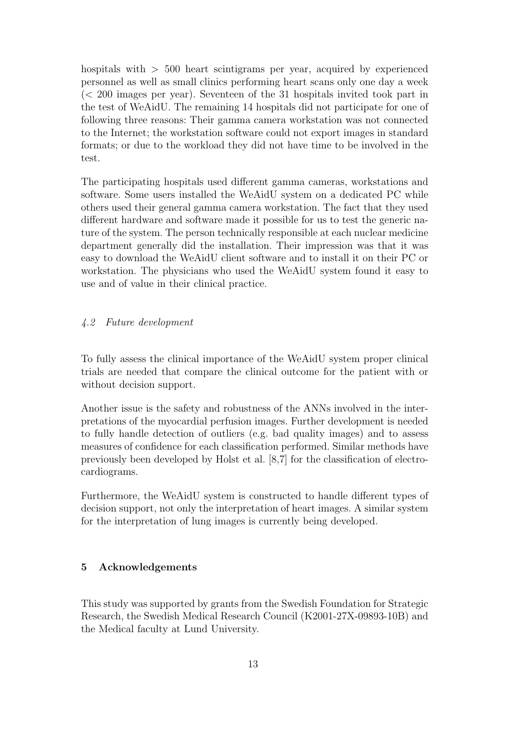hospitals with $> 500$ heart scintigrams per year, acquired by experienced personnel as well as small clinics performing heart scans only one day a week ($< 200$ images per year). Seventeen of the 31 hospitals invited took part in the test of WeAidU. The remaining 14 hospitals did not participate for one of following three reasons: Their gamma camera workstation was not connected to the Internet; the workstation software could not export images in standard formats; or due to the workload they did not have time to be involved in the test.

The participating hospitals used different gamma cameras, workstations and software. Some users installed the WeAidU system on a dedicated PC while others used their general gamma camera workstation. The fact that they used different hardware and software made it possible for us to test the generic nature of the system. The person technically responsible at each nuclear medicine department generally did the installation. Their impression was that it was easy to download the WeAidU client software and to install it on their PC or workstation. The physicians who used the WeAidU system found it easy to use and of value in their clinical practice.

### *4.2 Future development*

To fully assess the clinical importance of the WeAidU system proper clinical trials are needed that compare the clinical outcome for the patient with or without decision support.

Another issue is the safety and robustness of the ANNs involved in the interpretations of the myocardial perfusion images. Further development is needed to fully handle detection of outliers (e.g. bad quality images) and to assess measures of confidence for each classification performed. Similar methods have previously been developed by Holst et al. [8,7] for the classification of electrocardiograms.

Furthermore, the WeAidU system is constructed to handle different types of decision support, not only the interpretation of heart images. A similar system for the interpretation of lung images is currently being developed.

## 5 Acknowledgements

This study was supported by grants from the Swedish Foundation for Strategic Research, the Swedish Medical Research Council (K2001-27X-09893-10B) and the Medical faculty at Lund University.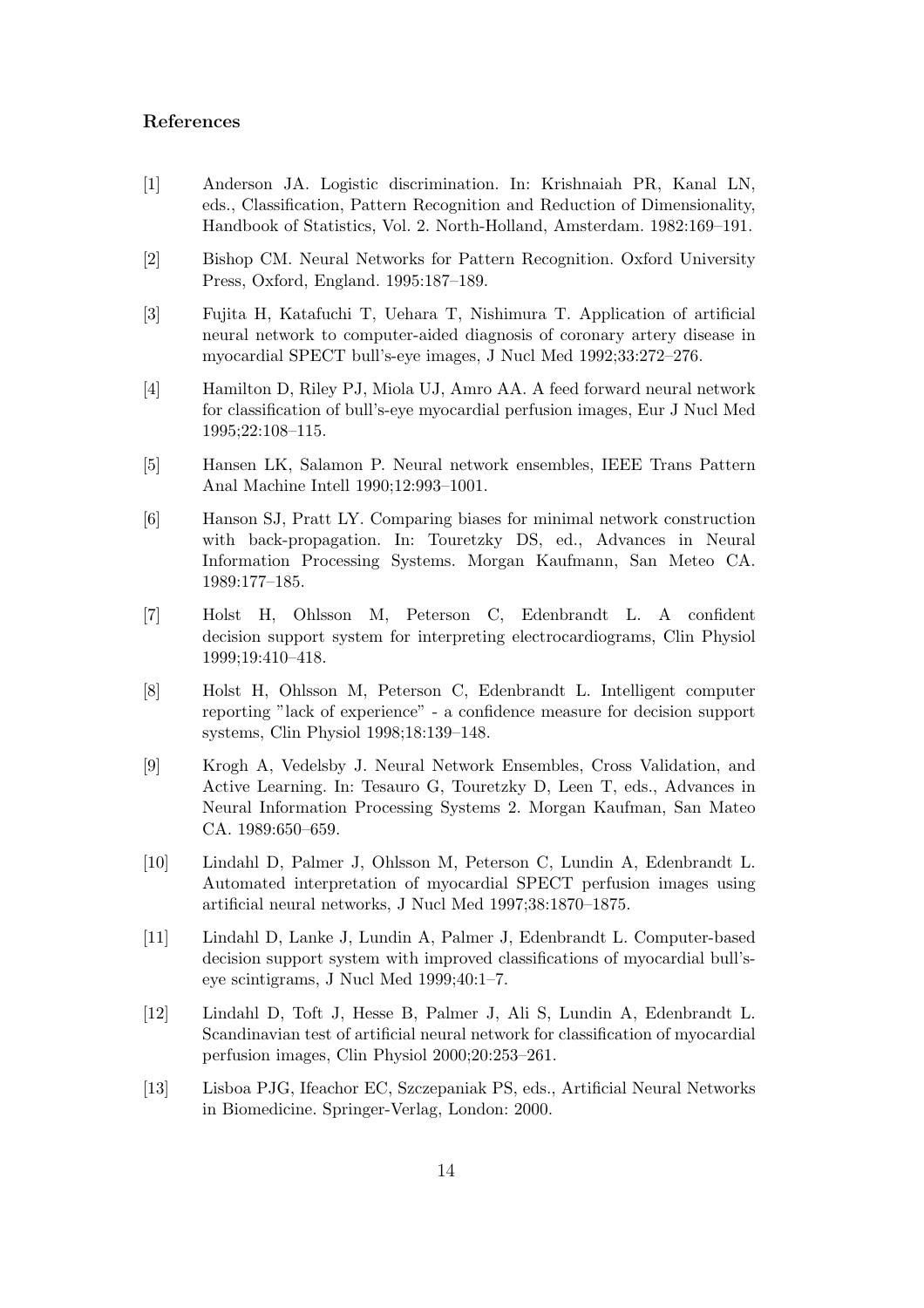## References

[1] Anderson JA. Logistic discrimination. In: Krishnaiah PR, Kanal LN, eds., Classification, Pattern Recognition and Reduction of Dimensionality, Handbook of Statistics, Vol. 2. North-Holland, Amsterdam. 1982:169–191.

[2] Bishop CM. Neural Networks for Pattern Recognition. Oxford University Press, Oxford, England. 1995:187–189.

[3] Fujita H, Katafuchi T, Uehara T, Nishimura T. Application of artificial neural network to computer-aided diagnosis of coronary artery disease in myocardial SPECT bull's-eye images, J Nucl Med 1992;33:272–276.

[4] Hamilton D, Riley PJ, Miola UJ, Amro AA. A feed forward neural network for classification of bull's-eye myocardial perfusion images, Eur J Nucl Med 1995;22:108–115.

[5] Hansen LK, Salamon P. Neural network ensembles, IEEE Trans Pattern Anal Machine Intell 1990;12:993–1001.

[6] Hanson SJ, Pratt LY. Comparing biases for minimal network construction with back-propagation. In: Touretzky DS, ed., Advances in Neural Information Processing Systems. Morgan Kaufmann, San Meteo CA. 1989:177–185.

[7] Holst H, Ohlsson M, Peterson C, Edenbrandt L. A confident decision support system for interpreting electrocardiograms, Clin Physiol 1999;19:410–418.

[8] Holst H, Ohlsson M, Peterson C, Edenbrandt L. Intelligent computer reporting "lack of experience" - a confidence measure for decision support systems, Clin Physiol 1998;18:139–148.

[9] Krogh A, Vedelsby J. Neural Network Ensembles, Cross Validation, and Active Learning. In: Tesauro G, Touretzky D, Leen T, eds., Advances in Neural Information Processing Systems 2. Morgan Kaufman, San Mateo CA. 1989:650–659.

[10] Lindahl D, Palmer J, Ohlsson M, Peterson C, Lundin A, Edenbrandt L. Automated interpretation of myocardial SPECT perfusion images using artificial neural networks, J Nucl Med 1997;38:1870–1875.

[11] Lindahl D, Lanke J, Lundin A, Palmer J, Edenbrandt L. Computer-based decision support system with improved classifications of myocardial bull's-eye scintigrams, J Nucl Med 1999;40:1–7.

[12] Lindahl D, Toft J, Hesse B, Palmer J, Ali S, Lundin A, Edenbrandt L. Scandinavian test of artificial neural network for classification of myocardial perfusion images, Clin Physiol 2000;20:253–261.

[13] Lisboa PJG, Ifeachor EC, Szczepaniak PS, eds., Artificial Neural Networks in Biomedicine. Springer-Verlag, London: 2000.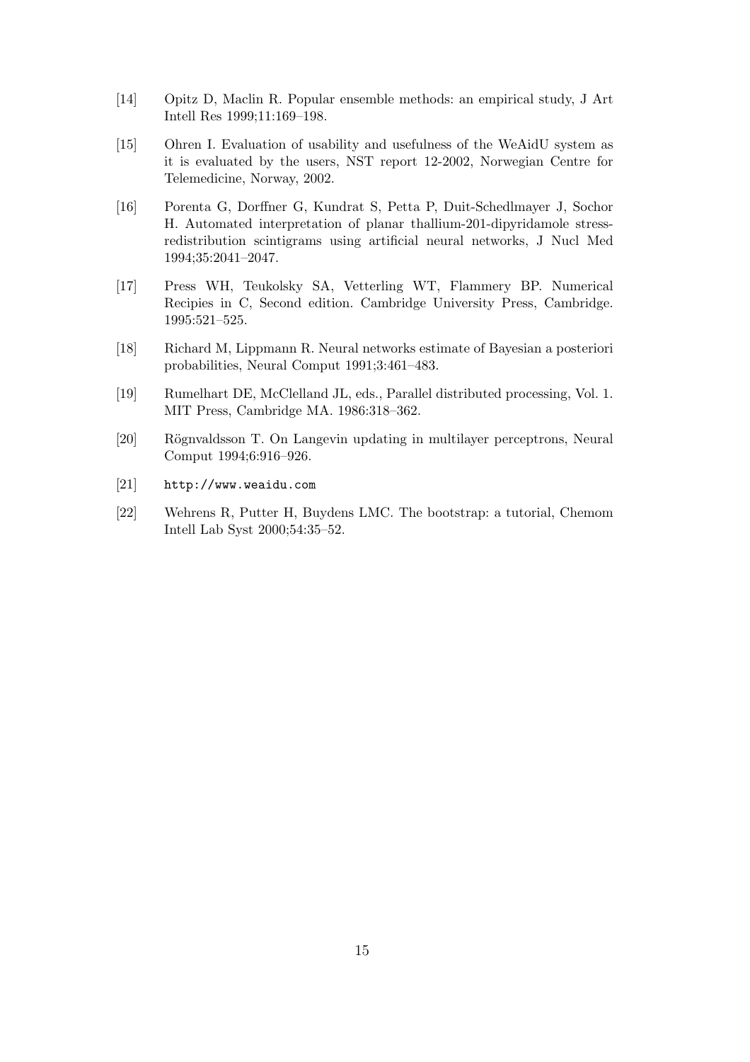[14] Opitz D, Maclin R. Popular ensemble methods: an empirical study, J Art Intell Res 1999;11:169–198.

[15] Ohren I. Evaluation of usability and usefulness of the WeAidU system as it is evaluated by the users, NST report 12-2002, Norwegian Centre for Telemedicine, Norway, 2002.

[16] Porenta G, Dorffner G, Kundrat S, Petta P, Duit-Schedlmayer J, Sochor H. Automated interpretation of planar thallium-201-dipyridamole stress-redistribution scintigrams using artificial neural networks, J Nucl Med 1994;35:2041–2047.

[17] Press WH, Teukolsky SA, Vetterling WT, Flammery BP. Numerical Recipies in C, Second edition. Cambridge University Press, Cambridge. 1995:521–525.

[18] Richard M, Lippmann R. Neural networks estimate of Bayesian a posteriori probabilities, Neural Comput 1991;3:461–483.

[19] Rumelhart DE, McClelland JL, eds., Parallel distributed processing, Vol. 1. MIT Press, Cambridge MA. 1986:318–362.

[20] Rögnvaldsson T. On Langevin updating in multilayer perceptrons, Neural Comput 1994;6:916–926.

[21] `http://www.weaidu.com`

[22] Wehrens R, Putter H, Buydens LMC. The bootstrap: a tutorial, Chemom Intell Lab Syst 2000;54:35–52.